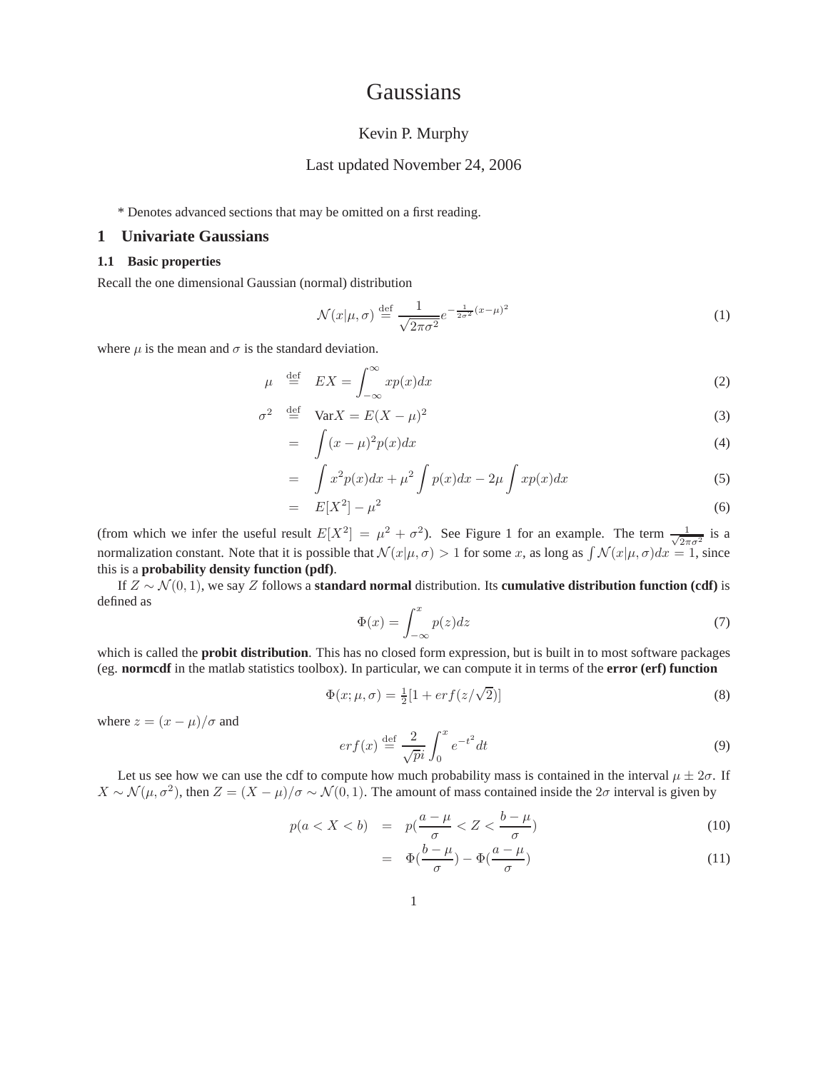# Gaussians

Kevin P. Murphy

Last updated November 24, 2006

\* Denotes advanced sections that may be omitted on a first reading.

## 1 Univariate Gaussians

### 1.1 Basic properties

Recall the one dimensional Gaussian (normal) distribution

$$\mathcal{N}(x|\mu, \sigma) \stackrel{\text{def}}{=} \frac{1}{\sqrt{2\pi\sigma^2}} e^{-\frac{1}{2\sigma^2}(x-\mu)^2} \tag{1}$$

where $\mu$ is the mean and $\sigma$ is the standard deviation.

$$\begin{aligned}
\mu &\stackrel{\text{def}}{=} EX = \int_{-\infty}^{\infty} x p(x) dx & (2) \\
\sigma^2 &\stackrel{\text{def}}{=} \text{Var} X = E(X-\mu)^2 & (3) \\
&= \int (x-\mu)^2 p(x) dx & (4) \\
&= \int x^2 p(x) dx + \mu^2 \int p(x) dx - 2\mu \int x p(x) dx & (5) \\
&= E[X^2] - \mu^2 & (6)
\end{aligned}$$

(from which we infer the useful result $E[X^2] = \mu^2 + \sigma^2$). See Figure 1 for an example. The term $\frac{1}{\sqrt{2\pi\sigma^2}}$ is a normalization constant. Note that it is possible that $\mathcal{N}(x|\mu, \sigma) > 1$ for some $x$, as long as $\int \mathcal{N}(x|\mu, \sigma) dx = 1$, since this is a **probability density function (pdf)**.

If $Z \sim \mathcal{N}(0, 1)$, we say $Z$ follows a **standard normal** distribution. Its **cumulative distribution function (cdf)** is defined as

$$\Phi(x) = \int_{-\infty}^{x} p(z) dz \tag{7}$$

which is called the **probit distribution**. This has no closed form expression, but is built in to most software packages (eg. **normcdf** in the matlab statistics toolbox). In particular, we can compute it in terms of the **error (erf) function**

$$\Phi(x; \mu, \sigma) = \tfrac{1}{2}[1 + erf(z/\sqrt{2})] \tag{8}$$

where $z = (x - \mu)/\sigma$ and

$$erf(x) \stackrel{\text{def}}{=} \frac{2}{\sqrt{pi}} \int_0^x e^{-t^2} dt \tag{9}$$

Let us see how we can use the cdf to compute how much probability mass is contained in the interval $\mu \pm 2\sigma$. If $X \sim \mathcal{N}(\mu, \sigma^2)$, then $Z = (X - \mu)/\sigma \sim \mathcal{N}(0, 1)$. The amount of mass contained inside the $2\sigma$ interval is given by

$$\begin{aligned}
p(a < X < b) &= p\left(\frac{a-\mu}{\sigma} < Z < \frac{b-\mu}{\sigma}\right) & (10) \\
&= \Phi\left(\frac{b-\mu}{\sigma}\right) - \Phi\left(\frac{a-\mu}{\sigma}\right) & (11)
\end{aligned}$$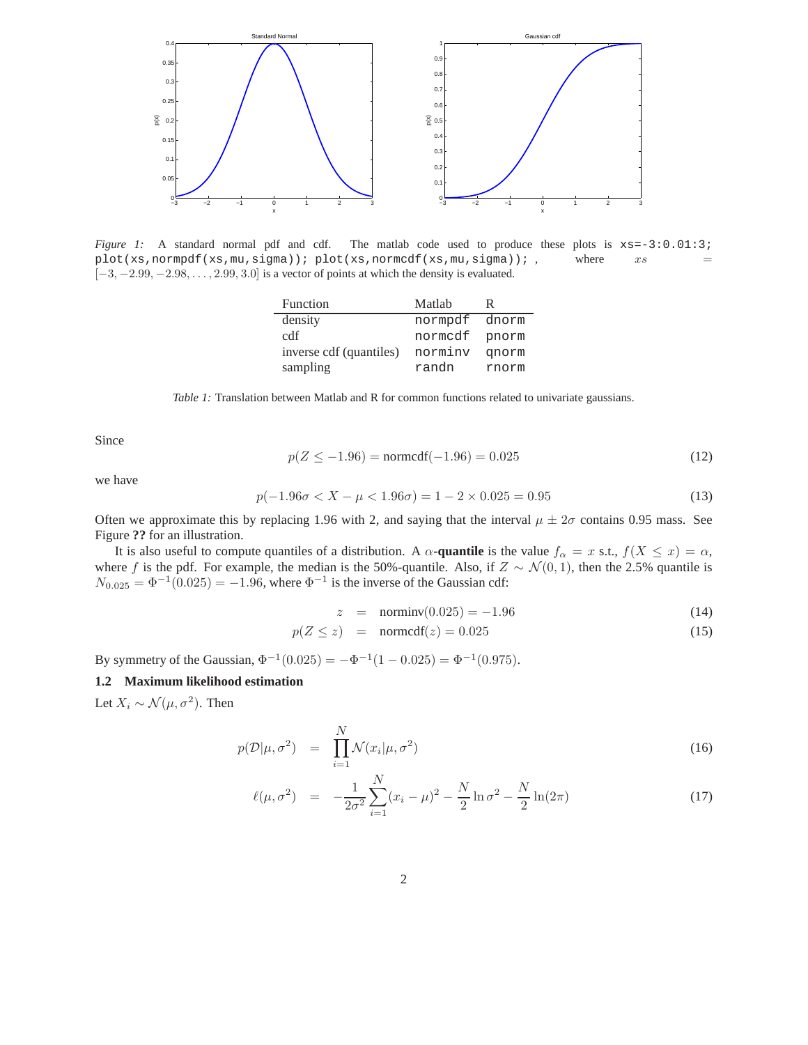*Figure 1:* A standard normal pdf and cdf. The matlab code used to produce these plots is `xs=-3:0.01:3; plot(xs,normpdf(xs,mu,sigma)); plot(xs,normcdf(xs,mu,sigma));` , where $xs = [-3, -2.99, -2.98, \ldots, 2.99, 3.0]$ is a vector of points at which the density is evaluated.

| Function | Matlab | R |
|---|---|---|
| density | `normpdf` | `dnorm` |
| cdf | `normcdf` | `pnorm` |
| inverse cdf (quantiles) | `norminv` | `qnorm` |
| sampling | `randn` | `rnorm` |

*Table 1:* Translation between Matlab and R for common functions related to univariate gaussians.

Since

$$p(Z \leq -1.96) = \text{normcdf}(-1.96) = 0.025 \tag{12}$$

we have

$$p(-1.96\sigma < X - \mu < 1.96\sigma) = 1 - 2 \times 0.025 = 0.95 \tag{13}$$

Often we approximate this by replacing 1.96 with 2, and saying that the interval $\mu \pm 2\sigma$ contains 0.95 mass. See Figure **??** for an illustration.

It is also useful to compute quantiles of a distribution. A $\alpha$-**quantile** is the value $f_\alpha = x$ s.t., $f(X \leq x) = \alpha$, where $f$ is the pdf. For example, the median is the 50%-quantile. Also, if $Z \sim \mathcal{N}(0, 1)$, then the 2.5% quantile is $N_{0.025} = \Phi^{-1}(0.025) = -1.96$, where $\Phi^{-1}$ is the inverse of the Gaussian cdf:

$$z = \text{norminv}(0.025) = -1.96 \tag{14}$$

$$p(Z \leq z) = \text{normcdf}(z) = 0.025 \tag{15}$$

By symmetry of the Gaussian, $\Phi^{-1}(0.025) = -\Phi^{-1}(1 - 0.025) = \Phi^{-1}(0.975)$.

### 1.2 Maximum likelihood estimation

Let $X_i \sim \mathcal{N}(\mu, \sigma^2)$. Then

$$p(\mathcal{D}|\mu, \sigma^2) = \prod_{i=1}^{N} \mathcal{N}(x_i|\mu, \sigma^2) \tag{16}$$

$$\ell(\mu, \sigma^2) = -\frac{1}{2\sigma^2} \sum_{i=1}^{N} (x_i - \mu)^2 - \frac{N}{2} \ln \sigma^2 - \frac{N}{2} \ln(2\pi) \tag{17}$$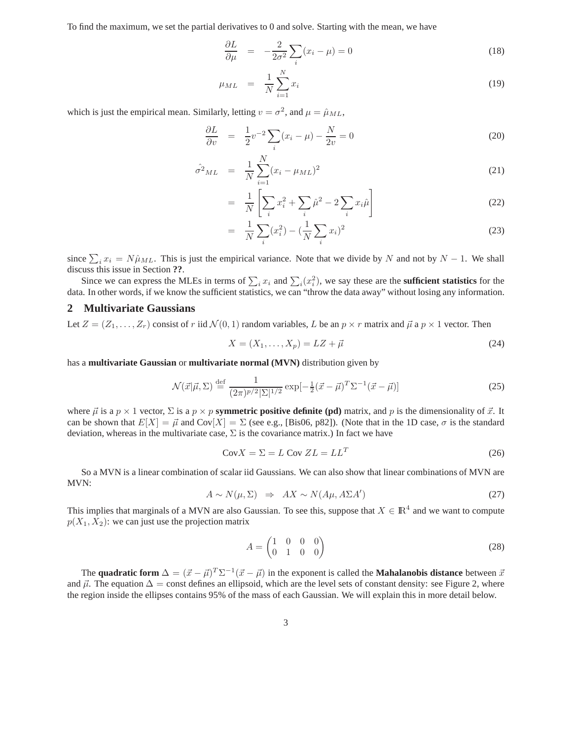To find the maximum, we set the partial derivatives to 0 and solve. Starting with the mean, we have

$$\frac{\partial L}{\partial \mu} = -\frac{2}{2\sigma^2}\sum_i (x_i - \mu) = 0 \tag{18}$$

$$\mu_{ML} = \frac{1}{N}\sum_{i=1}^{N} x_i \tag{19}$$

which is just the empirical mean. Similarly, letting $v = \sigma^2$, and $\mu = \hat{\mu}_{ML}$,

$$\frac{\partial L}{\partial v} = \frac{1}{2}v^{-2}\sum_i (x_i - \mu) - \frac{N}{2v} = 0 \tag{20}$$

$$\hat{\sigma^2}_{ML} = \frac{1}{N}\sum_{i=1}^{N}(x_i - \mu_{ML})^2 \tag{21}$$

$$= \frac{1}{N}\left[\sum_i x_i^2 + \sum_i \hat{\mu}^2 - 2\sum_i x_i \hat{\mu}\right] \tag{22}$$

$$= \frac{1}{N}\sum_i (x_i^2) - (\frac{1}{N}\sum_i x_i)^2 \tag{23}$$

since $\sum_i x_i = N\hat{\mu}_{ML}$. This is just the empirical variance. Note that we divide by $N$ and not by $N-1$. We shall discuss this issue in Section **??**.

Since we can express the MLEs in terms of $\sum_i x_i$ and $\sum_i (x_i^2)$, we say these are the **sufficient statistics** for the data. In other words, if we know the sufficient statistics, we can "throw the data away" without losing any information.

## 2 Multivariate Gaussians

Let $Z = (Z_1, \ldots, Z_r)$ consist of $r$ iid $\mathcal{N}(0,1)$ random variables, $L$ be an $p \times r$ matrix and $\vec{\mu}$ a $p \times 1$ vector. Then

$$X = (X_1, \ldots, X_p) = LZ + \vec{\mu} \tag{24}$$

has a **multivariate Gaussian** or **multivariate normal (MVN)** distribution given by

$$\mathcal{N}(\vec{x}|\vec{\mu}, \Sigma) \stackrel{\text{def}}{=} \frac{1}{(2\pi)^{p/2}|\Sigma|^{1/2}} \exp[-\tfrac{1}{2}(\vec{x} - \vec{\mu})^T \Sigma^{-1} (\vec{x} - \vec{\mu})] \tag{25}$$

where $\vec{\mu}$ is a $p \times 1$ vector, $\Sigma$ is a $p \times p$ **symmetric positive definite (pd)** matrix, and $p$ is the dimensionality of $\vec{x}$. It can be shown that $E[X] = \vec{\mu}$ and $\text{Cov}[X] = \Sigma$ (see e.g., [Bis06, p82]). (Note that in the 1D case, $\sigma$ is the standard deviation, whereas in the multivariate case, $\Sigma$ is the covariance matrix.) In fact we have

$$\text{Cov}X = \Sigma = L \ \text{Cov} \ ZL = LL^T \tag{26}$$

So a MVN is a linear combination of scalar iid Gaussians. We can also show that linear combinations of MVN are MVN:

$$A \sim N(\mu, \Sigma) \;\; \Rightarrow \;\; AX \sim N(A\mu, A\Sigma A') \tag{27}$$

This implies that marginals of a MVN are also Gaussian. To see this, suppose that $X \in \mathbb{R}^4$ and we want to compute $p(X_1, X_2)$: we can just use the projection matrix

$$A = \begin{pmatrix} 1 & 0 & 0 & 0 \\ 0 & 1 & 0 & 0 \end{pmatrix} \tag{28}$$

The **quadratic form** $\Delta = (\vec{x} - \vec{\mu})^T \Sigma^{-1} (\vec{x} - \vec{\mu})$ in the exponent is called the **Mahalanobis distance** between $\vec{x}$ and $\vec{\mu}$. The equation $\Delta = \text{const}$ defines an ellipsoid, which are the level sets of constant density: see Figure 2, where the region inside the ellipses contains 95% of the mass of each Gaussian. We will explain this in more detail below.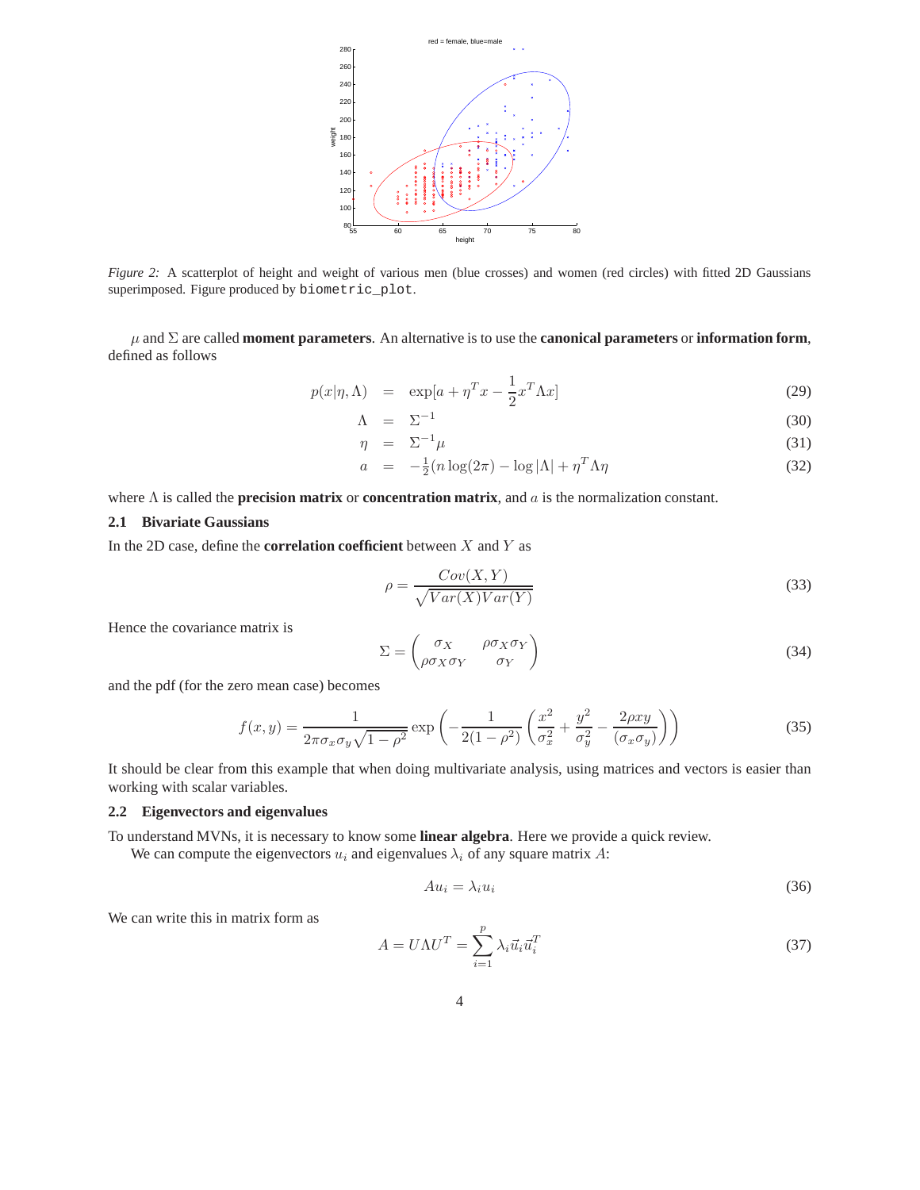*Figure 2:* A scatterplot of height and weight of various men (blue crosses) and women (red circles) with fitted 2D Gaussians superimposed. Figure produced by `biometric_plot`.

$\mu$ and $\Sigma$ are called **moment parameters**. An alternative is to use the **canonical parameters** or **information form**, defined as follows

$$p(x|\eta, \Lambda) = \exp[a + \eta^T x - \frac{1}{2} x^T \Lambda x] \tag{29}$$

$$\Lambda = \Sigma^{-1} \tag{30}$$

$$\eta = \Sigma^{-1}\mu \tag{31}$$

$$a = -\tfrac{1}{2}(n \log(2\pi) - \log|\Lambda| + \eta^T \Lambda \eta \tag{32}$$

where $\Lambda$ is called the **precision matrix** or **concentration matrix**, and $a$ is the normalization constant.

### 2.1 Bivariate Gaussians

In the 2D case, define the **correlation coefficient** between $X$ and $Y$ as

$$\rho = \frac{Cov(X,Y)}{\sqrt{Var(X)Var(Y)}} \tag{33}$$

Hence the covariance matrix is

$$\Sigma = \begin{pmatrix} \sigma_X & \rho\sigma_X\sigma_Y \\ \rho\sigma_X\sigma_Y & \sigma_Y \end{pmatrix} \tag{34}$$

and the pdf (for the zero mean case) becomes

$$f(x,y) = \frac{1}{2\pi\sigma_x\sigma_y\sqrt{1-\rho^2}} \exp\left(-\frac{1}{2(1-\rho^2)}\left(\frac{x^2}{\sigma_x^2} + \frac{y^2}{\sigma_y^2} - \frac{2\rho xy}{(\sigma_x\sigma_y)}\right)\right) \tag{35}$$

It should be clear from this example that when doing multivariate analysis, using matrices and vectors is easier than working with scalar variables.

### 2.2 Eigenvectors and eigenvalues

To understand MVNs, it is necessary to know some **linear algebra**. Here we provide a quick review.

We can compute the eigenvectors $u_i$ and eigenvalues $\lambda_i$ of any square matrix $A$:

$$Au_i = \lambda_i u_i \tag{36}$$

We can write this in matrix form as

$$A = U\Lambda U^T = \sum_{i=1}^{p} \lambda_i \vec{u}_i \vec{u}_i^T \tag{37}$$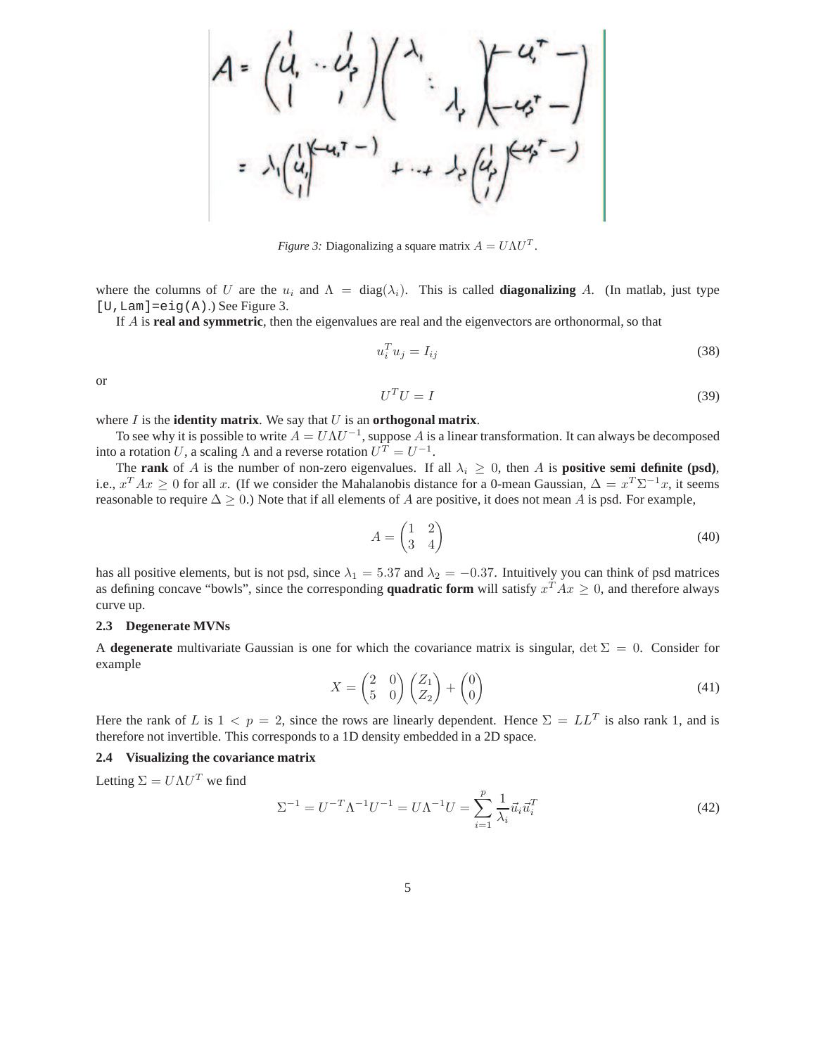*Figure 3:* Diagonalizing a square matrix $A = U\Lambda U^T$.

where the columns of $U$ are the $u_i$ and $\Lambda = \text{diag}(\lambda_i)$. This is called **diagonalizing** $A$. (In matlab, just type `[U,Lam]=eig(A)`.) See Figure 3.

If $A$ is **real and symmetric**, then the eigenvalues are real and the eigenvectors are orthonormal, so that

$$u_i^T u_j = I_{ij} \tag{38}$$

or

$$U^T U = I \tag{39}$$

where $I$ is the **identity matrix**. We say that $U$ is an **orthogonal matrix**.

To see why it is possible to write $A = U\Lambda U^{-1}$, suppose $A$ is a linear transformation. It can always be decomposed into a rotation $U$, a scaling $\Lambda$ and a reverse rotation $U^T = U^{-1}$.

The **rank** of $A$ is the number of non-zero eigenvalues. If all $\lambda_i \geq 0$, then $A$ is **positive semi definite (psd)**, i.e., $x^T A x \geq 0$ for all $x$. (If we consider the Mahalanobis distance for a 0-mean Gaussian, $\Delta = x^T \Sigma^{-1} x$, it seems reasonable to require $\Delta \geq 0$.) Note that if all elements of $A$ are positive, it does not mean $A$ is psd. For example,

$$A = \begin{pmatrix} 1 & 2 \\ 3 & 4 \end{pmatrix} \tag{40}$$

has all positive elements, but is not psd, since $\lambda_1 = 5.37$ and $\lambda_2 = -0.37$. Intuitively you can think of psd matrices as defining concave "bowls", since the corresponding **quadratic form** will satisfy $x^T A x \geq 0$, and therefore always curve up.

### 2.3 Degenerate MVNs

A **degenerate** multivariate Gaussian is one for which the covariance matrix is singular, $\det \Sigma = 0$. Consider for example

$$X = \begin{pmatrix} 2 & 0 \\ 5 & 0 \end{pmatrix} \begin{pmatrix} Z_1 \\ Z_2 \end{pmatrix} + \begin{pmatrix} 0 \\ 0 \end{pmatrix} \tag{41}$$

Here the rank of $L$ is $1 < p = 2$, since the rows are linearly dependent. Hence $\Sigma = LL^T$ is also rank 1, and is therefore not invertible. This corresponds to a 1D density embedded in a 2D space.

### 2.4 Visualizing the covariance matrix

Letting $\Sigma = U\Lambda U^T$ we find

$$\Sigma^{-1} = U^{-T}\Lambda^{-1}U^{-1} = U\Lambda^{-1}U = \sum_{i=1}^{p} \frac{1}{\lambda_i} \vec{u}_i \vec{u}_i^T \tag{42}$$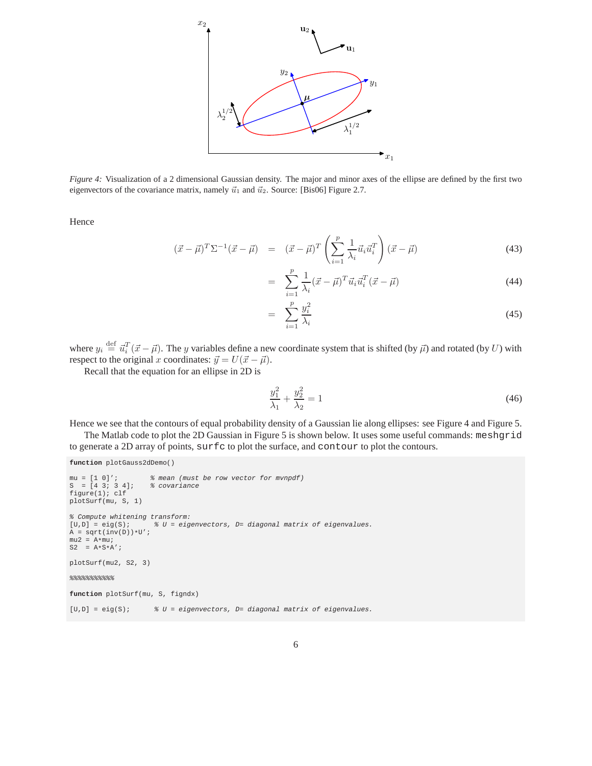*Figure 4:* Visualization of a 2 dimensional Gaussian density. The major and minor axes of the ellipse are defined by the first two eigenvectors of the covariance matrix, namely $\vec{u}_1$ and $\vec{u}_2$. Source: [Bis06] Figure 2.7.

Hence

$$
\begin{aligned}
(\vec{x}-\vec{\mu})^T \Sigma^{-1} (\vec{x}-\vec{\mu}) &= (\vec{x}-\vec{\mu})^T \left( \sum_{i=1}^{p} \frac{1}{\lambda_i} \vec{u}_i \vec{u}_i^T \right) (\vec{x}-\vec{\mu}) && (43) \\
&= \sum_{i=1}^{p} \frac{1}{\lambda_i} (\vec{x}-\vec{\mu})^T \vec{u}_i \vec{u}_i^T (\vec{x}-\vec{\mu}) && (44) \\
&= \sum_{i=1}^{p} \frac{y_i^2}{\lambda_i} && (45)
\end{aligned}
$$

where $y_i \stackrel{\text{def}}{=} \vec{u}_i^T(\vec{x}-\vec{\mu})$. The $y$ variables define a new coordinate system that is shifted (by $\vec{\mu}$) and rotated (by $U$) with respect to the original $x$ coordinates: $\vec{y} = U(\vec{x}-\vec{\mu})$.

Recall that the equation for an ellipse in 2D is

$$
\frac{y_1^2}{\lambda_1} + \frac{y_2^2}{\lambda_2} = 1 \tag{46}
$$

Hence we see that the contours of equal probability density of a Gaussian lie along ellipses: see Figure 4 and Figure 5.

The Matlab code to plot the 2D Gaussian in Figure 5 is shown below. It uses some useful commands: `meshgrid` to generate a 2D array of points, `surfc` to plot the surface, and `contour` to plot the contours.

```
function plotGauss2dDemo()

mu = [1 0]';         % mean (must be row vector for mvnpdf)
S  = [4 3; 3 4];     % covariance
figure(1); clf
plotSurf(mu, S, 1)

% Compute whitening transform:
[U,D] = eig(S);       % U = eigenvectors, D= diagonal matrix of eigenvalues.
A = sqrt(inv(D))*U';
mu2 = A*mu;
S2  = A*S*A';

plotSurf(mu2, S2, 3)

%%%%%%%%%%%

function plotSurf(mu, S, figndx)

[U,D] = eig(S);       % U = eigenvectors, D= diagonal matrix of eigenvalues.
```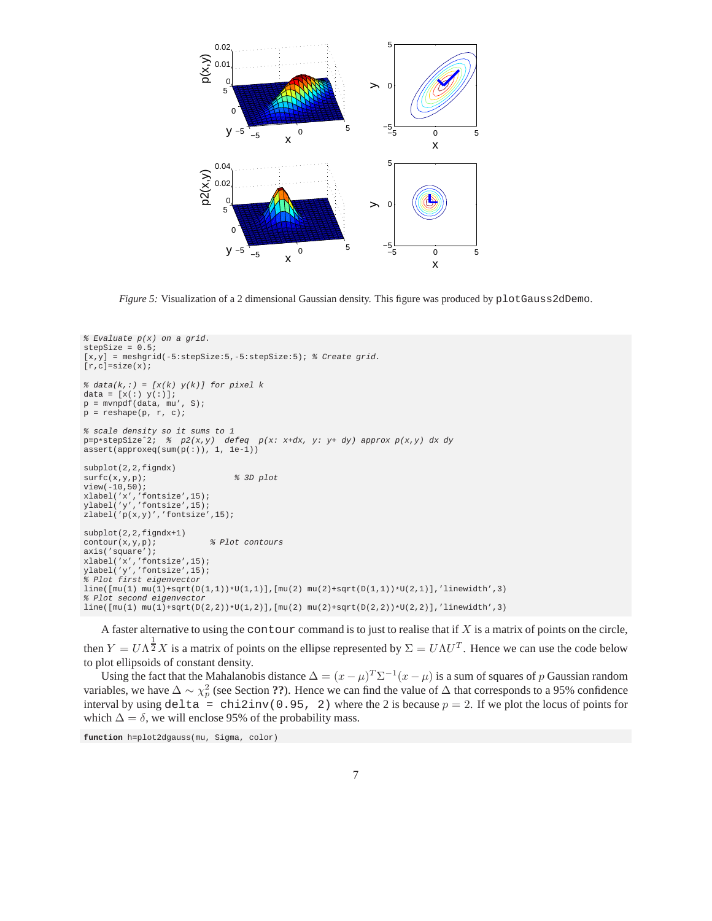*Figure 5:* Visualization of a 2 dimensional Gaussian density. This figure was produced by `plotGauss2dDemo`.

```
% Evaluate p(x) on a grid.
stepSize = 0.5;
[x,y] = meshgrid(-5:stepSize:5,-5:stepSize:5); % Create grid.
[r,c]=size(x);

% data(k,:) = [x(k) y(k)] for pixel k
data = [x(:) y(:)];
p = mvnpdf(data, mu', S);
p = reshape(p, r, c);

% scale density so it sums to 1
p=p*stepSize^2;  %  p2(x,y)  defeq  p(x: x+dx, y: y+ dy) approx p(x,y) dx dy
assert(approxeq(sum(p(:)), 1, 1e-1))

subplot(2,2,figndx)
surfc(x,y,p);                   % 3D plot
view(-10,50);
xlabel('x','fontsize',15);
ylabel('y','fontsize',15);
zlabel('p(x,y)','fontsize',15);

subplot(2,2,figndx+1)
contour(x,y,p);            % Plot contours
axis('square');
xlabel('x','fontsize',15);
ylabel('y','fontsize',15);
% Plot first eigenvector
line([mu(1) mu(1)+sqrt(D(1,1))*U(1,1)],[mu(2) mu(2)+sqrt(D(1,1))*U(2,1)],'linewidth',3)
% Plot second eigenvector
line([mu(1) mu(1)+sqrt(D(2,2))*U(1,2)],[mu(2) mu(2)+sqrt(D(2,2))*U(2,2)],'linewidth',3)
```

A faster alternative to using the `contour` command is to just to realise that if $X$ is a matrix of points on the circle, then $Y = U\Lambda^{\frac{1}{2}}X$ is a matrix of points on the ellipse represented by $\Sigma = U\Lambda U^T$. Hence we can use the code below to plot ellipsoids of constant density.

Using the fact that the Mahalanobis distance $\Delta = (x-\mu)^T\Sigma^{-1}(x-\mu)$ is a sum of squares of $p$ Gaussian random variables, we have $\Delta \sim \chi^2_p$ (see Section **??**). Hence we can find the value of $\Delta$ that corresponds to a 95% confidence interval by using `delta = chi2inv(0.95, 2)` where the 2 is because $p = 2$. If we plot the locus of points for which $\Delta = \delta$, we will enclose 95% of the probability mass.

```
function h=plot2dgauss(mu, Sigma, color)
```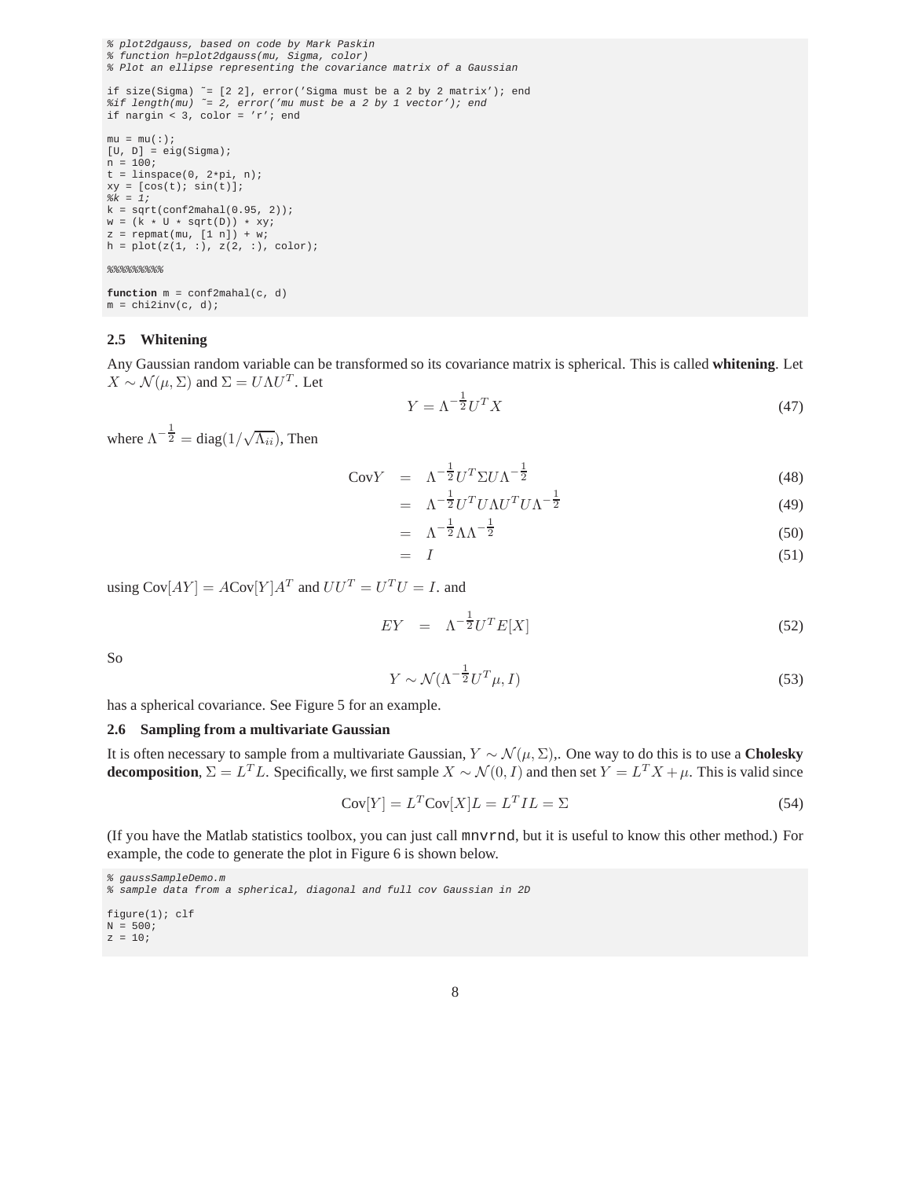```
% plot2dgauss, based on code by Mark Paskin
% function h=plot2dgauss(mu, Sigma, color)
% Plot an ellipse representing the covariance matrix of a Gaussian

if size(Sigma) ~= [2 2], error('Sigma must be a 2 by 2 matrix'); end
%if length(mu) ~= 2, error('mu must be a 2 by 1 vector'); end
if nargin < 3, color = 'r'; end

mu = mu(:);
[U, D] = eig(Sigma);
n = 100;
t = linspace(0, 2*pi, n);
xy = [cos(t); sin(t)];
%k = 1;
k = sqrt(conf2mahal(0.95, 2));
w = (k * U * sqrt(D)) * xy;
z = repmat(mu, [1 n]) + w;
h = plot(z(1, :), z(2, :), color);

%%%%%%%%%

function m = conf2mahal(c, d)
m = chi2inv(c, d);
```

### 2.5 Whitening

Any Gaussian random variable can be transformed so its covariance matrix is spherical. This is called **whitening**. Let $X \sim \mathcal{N}(\mu, \Sigma)$ and $\Sigma = U \Lambda U^T$. Let

$$Y = \Lambda^{-\frac{1}{2}} U^T X \tag{47}$$

where $\Lambda^{-\frac{1}{2}} = \text{diag}(1/\sqrt{\Lambda_{ii}})$, Then

$$\begin{aligned}
\text{Cov}Y &= \Lambda^{-\frac{1}{2}} U^T \Sigma U \Lambda^{-\frac{1}{2}} && (48)\\
&= \Lambda^{-\frac{1}{2}} U^T U \Lambda U^T U \Lambda^{-\frac{1}{2}} && (49)\\
&= \Lambda^{-\frac{1}{2}} \Lambda \Lambda^{-\frac{1}{2}} && (50)\\
&= I && (51)
\end{aligned}$$

using $\text{Cov}[AY] = A\text{Cov}[Y]A^T$ and $UU^T = U^T U = I$. and

$$EY = \Lambda^{-\frac{1}{2}} U^T E[X] \tag{52}$$

So

$$Y \sim \mathcal{N}(\Lambda^{-\frac{1}{2}} U^T \mu, I) \tag{53}$$

has a spherical covariance. See Figure 5 for an example.

### 2.6 Sampling from a multivariate Gaussian

It is often necessary to sample from a multivariate Gaussian, $Y \sim \mathcal{N}(\mu, \Sigma)$,. One way to do this is to use a **Cholesky decomposition**, $\Sigma = L^T L$. Specifically, we first sample $X \sim \mathcal{N}(0, I)$ and then set $Y = L^T X + \mu$. This is valid since

$$\text{Cov}[Y] = L^T \text{Cov}[X] L = L^T I L = \Sigma \tag{54}$$

(If you have the Matlab statistics toolbox, you can just call mnvrnd, but it is useful to know this other method.) For example, the code to generate the plot in Figure 6 is shown below.

```
% gaussSampleDemo.m
% sample data from a spherical, diagonal and full cov Gaussian in 2D

figure(1); clf
N = 500;
z = 10;
```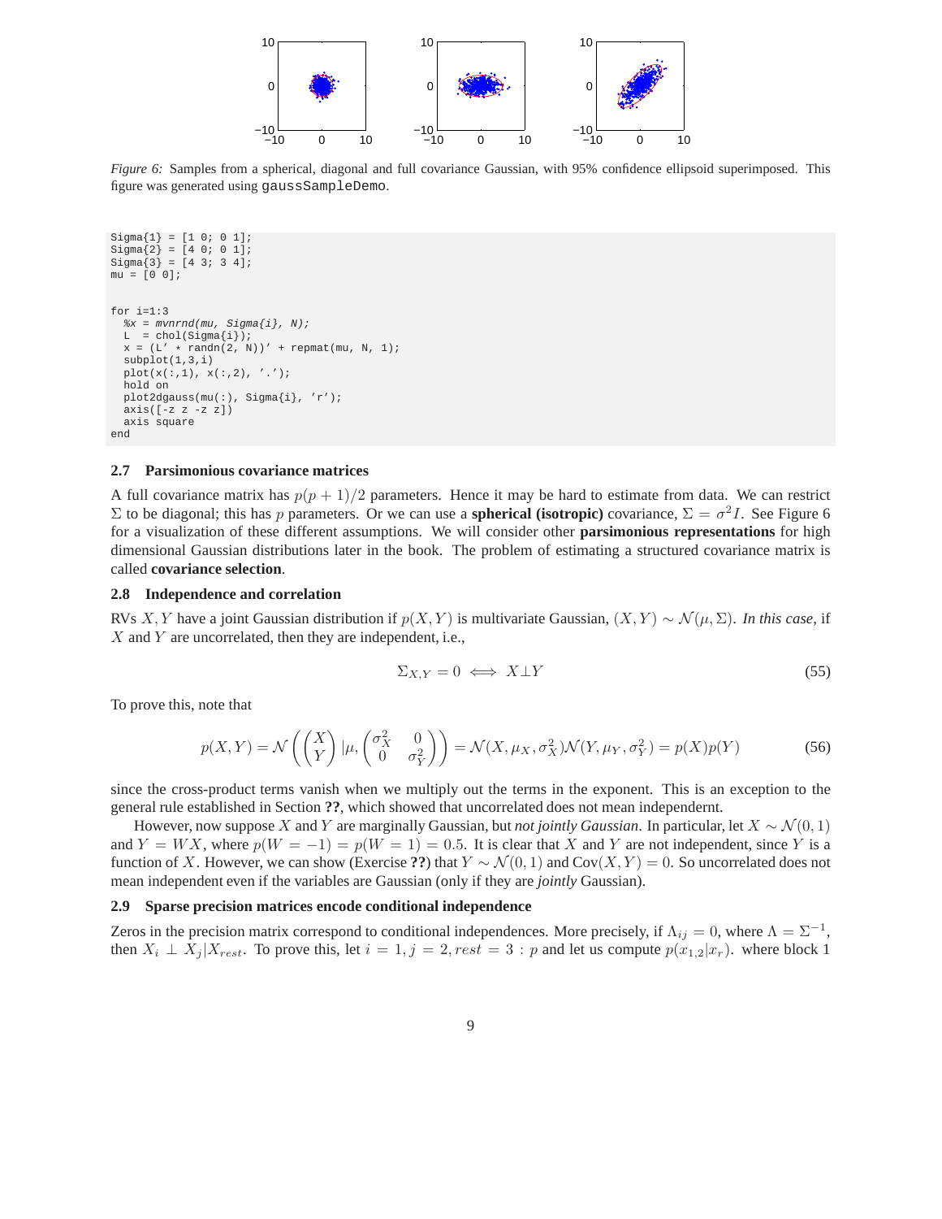*Figure 6:* Samples from a spherical, diagonal and full covariance Gaussian, with 95% confidence ellipsoid superimposed. This figure was generated using gaussSampleDemo.

```
Sigma{1} = [1 0; 0 1];
Sigma{2} = [4 0; 0 1];
Sigma{3} = [4 3; 3 4];
mu = [0 0];


for i=1:3
  %x = mvnrnd(mu, Sigma{i}, N);
  L  = chol(Sigma{i});
  x = (L' * randn(2, N))' + repmat(mu, N, 1);
  subplot(1,3,i)
  plot(x(:,1), x(:,2), '.');
  hold on
  plot2dgauss(mu(:), Sigma{i}, 'r');
  axis([-z z -z z])
  axis square
end
```

### 2.7 Parsimonious covariance matrices

A full covariance matrix has $p(p+1)/2$ parameters. Hence it may be hard to estimate from data. We can restrict $\Sigma$ to be diagonal; this has $p$ parameters. Or we can use a **spherical (isotropic)** covariance, $\Sigma = \sigma^2 I$. See Figure 6 for a visualization of these different assumptions. We will consider other **parsimonious representations** for high dimensional Gaussian distributions later in the book. The problem of estimating a structured covariance matrix is called **covariance selection**.

### 2.8 Independence and correlation

RVs $X, Y$ have a joint Gaussian distribution if $p(X,Y)$ is multivariate Gaussian, $(X,Y) \sim \mathcal{N}(\mu, \Sigma)$. *In this case*, if $X$ and $Y$ are uncorrelated, then they are independent, i.e.,

$$\Sigma_{X,Y} = 0 \iff X \perp Y \tag{55}$$

To prove this, note that

$$p(X,Y) = \mathcal{N}\left(\begin{pmatrix} X \\ Y \end{pmatrix} | \mu, \begin{pmatrix} \sigma_X^2 & 0 \\ 0 & \sigma_Y^2 \end{pmatrix}\right) = \mathcal{N}(X, \mu_X, \sigma_X^2)\mathcal{N}(Y, \mu_Y, \sigma_Y^2) = p(X)p(Y) \tag{56}$$

since the cross-product terms vanish when we multiply out the terms in the exponent. This is an exception to the general rule established in Section **??**, which showed that uncorrelated does not mean independernt.

However, now suppose $X$ and $Y$ are marginally Gaussian, but *not jointly Gaussian*. In particular, let $X \sim \mathcal{N}(0,1)$ and $Y = WX$, where $p(W=-1) = p(W=1) = 0.5$. It is clear that $X$ and $Y$ are not independent, since $Y$ is a function of $X$. However, we can show (Exercise **??**) that $Y \sim \mathcal{N}(0,1)$ and $\text{Cov}(X,Y) = 0$. So uncorrelated does not mean independent even if the variables are Gaussian (only if they are *jointly* Gaussian).

### 2.9 Sparse precision matrices encode conditional independence

Zeros in the precision matrix correspond to conditional independences. More precisely, if $\Lambda_{ij} = 0$, where $\Lambda = \Sigma^{-1}$, then $X_i \perp X_j | X_{rest}$. To prove this, let $i = 1, j = 2, rest = 3:p$ and let us compute $p(x_{1,2}|x_r)$. where block 1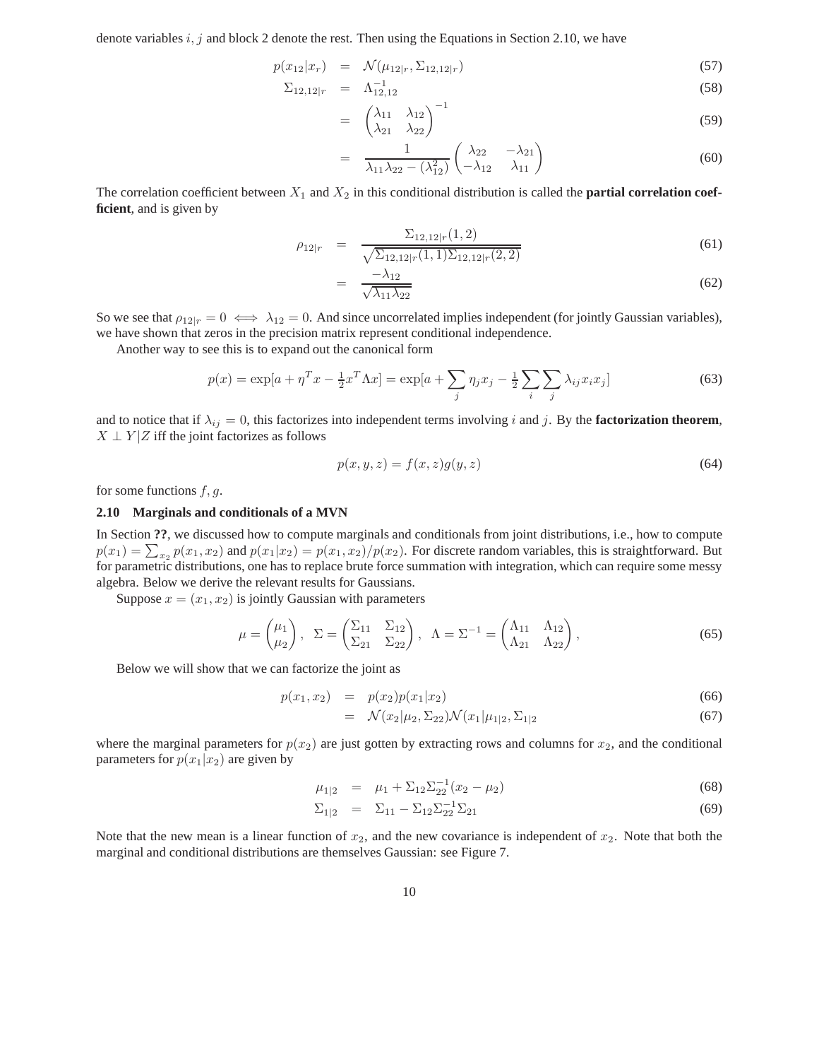denote variables $i, j$ and block 2 denote the rest. Then using the Equations in Section 2.10, we have

$$
\begin{aligned}
p(x_{12}|x_r) &= \mathcal{N}(\mu_{12|r}, \Sigma_{12,12|r}) && (57) \\
\Sigma_{12,12|r} &= \Lambda_{12,12}^{-1} && (58) \\
&= \begin{pmatrix} \lambda_{11} & \lambda_{12} \\ \lambda_{21} & \lambda_{22} \end{pmatrix}^{-1} && (59) \\
&= \frac{1}{\lambda_{11}\lambda_{22} - (\lambda_{12}^2)} \begin{pmatrix} \lambda_{22} & -\lambda_{21} \\ -\lambda_{12} & \lambda_{11} \end{pmatrix} && (60)
\end{aligned}
$$

The correlation coefficient between $X_1$ and $X_2$ in this conditional distribution is called the **partial correlation coefficient**, and is given by

$$
\begin{aligned}
\rho_{12|r} &= \frac{\Sigma_{12,12|r}(1,2)}{\sqrt{\Sigma_{12,12|r}(1,1)\Sigma_{12,12|r}(2,2)}} && (61) \\
&= \frac{-\lambda_{12}}{\sqrt{\lambda_{11}\lambda_{22}}} && (62)
\end{aligned}
$$

So we see that $\rho_{12|r} = 0 \iff \lambda_{12} = 0$. And since uncorrelated implies independent (for jointly Gaussian variables), we have shown that zeros in the precision matrix represent conditional independence.

Another way to see this is to expand out the canonical form

$$
p(x) = \exp[a + \eta^T x - \tfrac{1}{2}x^T \Lambda x] = \exp[a + \sum_j \eta_j x_j - \tfrac{1}{2}\sum_i \sum_j \lambda_{ij} x_i x_j] \tag{63}
$$

and to notice that if $\lambda_{ij} = 0$, this factorizes into independent terms involving $i$ and $j$. By the **factorization theorem**, $X \perp Y|Z$ iff the joint factorizes as follows

$$
p(x, y, z) = f(x, z)g(y, z) \tag{64}
$$

for some functions $f, g$.

## 2.10 Marginals and conditionals of a MVN

In Section **??**, we discussed how to compute marginals and conditionals from joint distributions, i.e., how to compute $p(x_1) = \sum_{x_2} p(x_1, x_2)$ and $p(x_1|x_2) = p(x_1, x_2)/p(x_2)$. For discrete random variables, this is straightforward. But for parametric distributions, one has to replace brute force summation with integration, which can require some messy algebra. Below we derive the relevant results for Gaussians.

Suppose $x = (x_1, x_2)$ is jointly Gaussian with parameters

$$
\mu = \begin{pmatrix} \mu_1 \\ \mu_2 \end{pmatrix}, \quad \Sigma = \begin{pmatrix} \Sigma_{11} & \Sigma_{12} \\ \Sigma_{21} & \Sigma_{22} \end{pmatrix}, \quad \Lambda = \Sigma^{-1} = \begin{pmatrix} \Lambda_{11} & \Lambda_{12} \\ \Lambda_{21} & \Lambda_{22} \end{pmatrix}, \tag{65}
$$

Below we will show that we can factorize the joint as

$$
\begin{aligned}
p(x_1, x_2) &= p(x_2)p(x_1|x_2) && (66) \\
&= \mathcal{N}(x_2|\mu_2, \Sigma_{22})\mathcal{N}(x_1|\mu_{1|2}, \Sigma_{1|2}) && (67)
\end{aligned}
$$

where the marginal parameters for $p(x_2)$ are just gotten by extracting rows and columns for $x_2$, and the conditional parameters for $p(x_1|x_2)$ are given by

$$
\begin{aligned}
\mu_{1|2} &= \mu_1 + \Sigma_{12}\Sigma_{22}^{-1}(x_2 - \mu_2) && (68) \\
\Sigma_{1|2} &= \Sigma_{11} - \Sigma_{12}\Sigma_{22}^{-1}\Sigma_{21} && (69)
\end{aligned}
$$

Note that the new mean is a linear function of $x_2$, and the new covariance is independent of $x_2$. Note that both the marginal and conditional distributions are themselves Gaussian: see Figure 7.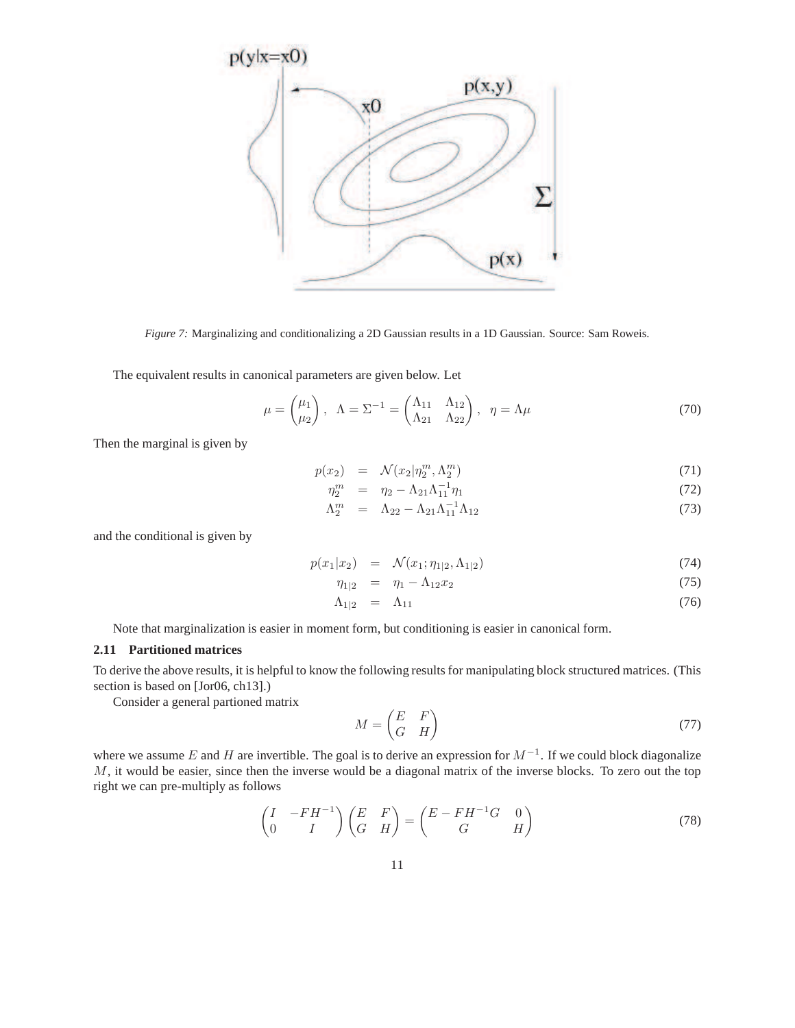*Figure 7:* Marginalizing and conditionalizing a 2D Gaussian results in a 1D Gaussian. Source: Sam Roweis.

The equivalent results in canonical parameters are given below. Let

$$\mu = \begin{pmatrix} \mu_1 \\ \mu_2 \end{pmatrix}, \quad \Lambda = \Sigma^{-1} = \begin{pmatrix} \Lambda_{11} & \Lambda_{12} \\ \Lambda_{21} & \Lambda_{22} \end{pmatrix}, \quad \eta = \Lambda\mu \tag{70}$$

Then the marginal is given by

$$p(x_2) = \mathcal{N}(x_2|\eta_2^m, \Lambda_2^m) \tag{71}$$

$$\eta_2^m = \eta_2 - \Lambda_{21}\Lambda_{11}^{-1}\eta_1 \tag{72}$$

$$\Lambda_2^m = \Lambda_{22} - \Lambda_{21}\Lambda_{11}^{-1}\Lambda_{12} \tag{73}$$

and the conditional is given by

$$p(x_1|x_2) = \mathcal{N}(x_1; \eta_{1|2}, \Lambda_{1|2}) \tag{74}$$

$$\eta_{1|2} = \eta_1 - \Lambda_{12}x_2 \tag{75}$$

$$\Lambda_{1|2} = \Lambda_{11} \tag{76}$$

Note that marginalization is easier in moment form, but conditioning is easier in canonical form.

### 2.11 Partitioned matrices

To derive the above results, it is helpful to know the following results for manipulating block structured matrices. (This section is based on [Jor06, ch13].)

Consider a general partioned matrix

$$M = \begin{pmatrix} E & F \\ G & H \end{pmatrix} \tag{77}$$

where we assume $E$ and $H$ are invertible. The goal is to derive an expression for $M^{-1}$. If we could block diagonalize $M$, it would be easier, since then the inverse would be a diagonal matrix of the inverse blocks. To zero out the top right we can pre-multiply as follows

$$\begin{pmatrix} I & -FH^{-1} \\ 0 & I \end{pmatrix} \begin{pmatrix} E & F \\ G & H \end{pmatrix} = \begin{pmatrix} E - FH^{-1}G & 0 \\ G & H \end{pmatrix} \tag{78}$$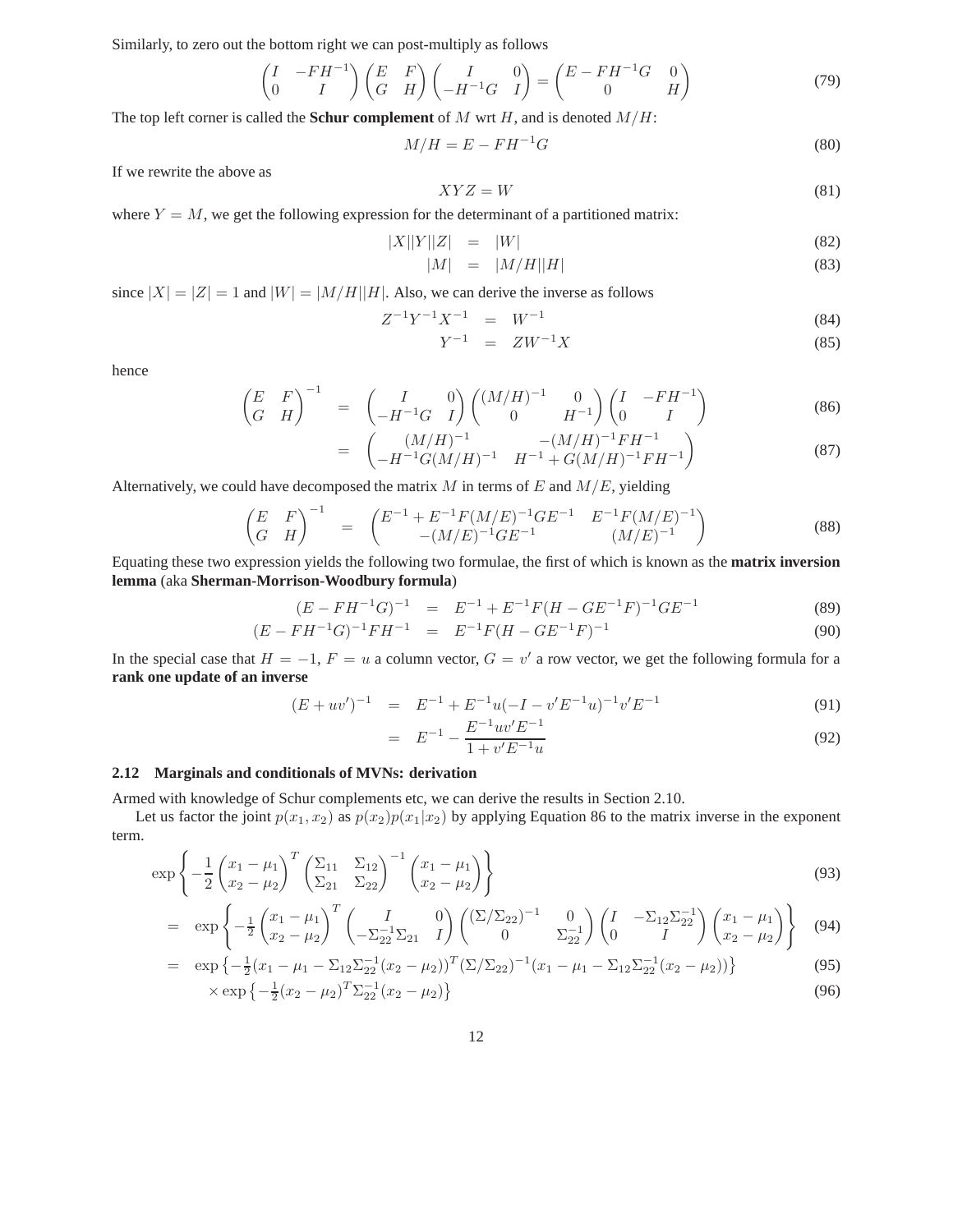Similarly, to zero out the bottom right we can post-multiply as follows

$$\begin{pmatrix} I & -FH^{-1} \\ 0 & I \end{pmatrix} \begin{pmatrix} E & F \\ G & H \end{pmatrix} \begin{pmatrix} I & 0 \\ -H^{-1}G & I \end{pmatrix} = \begin{pmatrix} E - FH^{-1}G & 0 \\ 0 & H \end{pmatrix} \tag{79}$$

The top left corner is called the **Schur complement** of $M$ wrt $H$, and is denoted $M/H$:

$$M/H = E - FH^{-1}G \tag{80}$$

If we rewrite the above as

$$XYZ = W \tag{81}$$

where $Y = M$, we get the following expression for the determinant of a partitioned matrix:

$$|X||Y||Z| = |W| \tag{82}$$

$$|M| = |M/H||H| \tag{83}$$

since $|X| = |Z| = 1$ and $|W| = |M/H||H|$. Also, we can derive the inverse as follows

$$Z^{-1}Y^{-1}X^{-1} = W^{-1} \tag{84}$$

$$Y^{-1} = ZW^{-1}X \tag{85}$$

hence

$$\begin{pmatrix} E & F \\ G & H \end{pmatrix}^{-1} = \begin{pmatrix} I & 0 \\ -H^{-1}G & I \end{pmatrix} \begin{pmatrix} (M/H)^{-1} & 0 \\ 0 & H^{-1} \end{pmatrix} \begin{pmatrix} I & -FH^{-1} \\ 0 & I \end{pmatrix} \tag{86}$$

$$= \begin{pmatrix} (M/H)^{-1} & -(M/H)^{-1}FH^{-1} \\ -H^{-1}G(M/H)^{-1} & H^{-1} + G(M/H)^{-1}FH^{-1} \end{pmatrix} \tag{87}$$

Alternatively, we could have decomposed the matrix $M$ in terms of $E$ and $M/E$, yielding

$$\begin{pmatrix} E & F \\ G & H \end{pmatrix}^{-1} = \begin{pmatrix} E^{-1} + E^{-1}F(M/E)^{-1}GE^{-1} & E^{-1}F(M/E)^{-1} \\ -(M/E)^{-1}GE^{-1} & (M/E)^{-1} \end{pmatrix} \tag{88}$$

Equating these two expression yields the following two formulae, the first of which is known as the **matrix inversion lemma** (aka **Sherman-Morrison-Woodbury formula**)

$$(E - FH^{-1}G)^{-1} = E^{-1} + E^{-1}F(H - GE^{-1}F)^{-1}GE^{-1} \tag{89}$$

$$(E - FH^{-1}G)^{-1}FH^{-1} = E^{-1}F(H - GE^{-1}F)^{-1} \tag{90}$$

In the special case that $H = -1$, $F = u$ a column vector, $G = v'$ a row vector, we get the following formula for a **rank one update of an inverse**

$$(E + uv')^{-1} = E^{-1} + E^{-1}u(-I - v'E^{-1}u)^{-1}v'E^{-1} \tag{91}$$

$$= E^{-1} - \frac{E^{-1}uv'E^{-1}}{1 + v'E^{-1}u} \tag{92}$$

### 2.12 Marginals and conditionals of MVNs: derivation

Armed with knowledge of Schur complements etc, we can derive the results in Section 2.10.

Let us factor the joint $p(x_1, x_2)$ as $p(x_2)p(x_1|x_2)$ by applying Equation 86 to the matrix inverse in the exponent term.

$$\exp\left\{-\frac{1}{2}\begin{pmatrix} x_1 - \mu_1 \\ x_2 - \mu_2 \end{pmatrix}^T \begin{pmatrix} \Sigma_{11} & \Sigma_{12} \\ \Sigma_{21} & \Sigma_{22} \end{pmatrix}^{-1} \begin{pmatrix} x_1 - \mu_1 \\ x_2 - \mu_2 \end{pmatrix}\right\} \tag{93}$$

$$= \exp\left\{-\frac{1}{2}\begin{pmatrix} x_1 - \mu_1 \\ x_2 - \mu_2 \end{pmatrix}^T \begin{pmatrix} I & 0 \\ -\Sigma_{22}^{-1}\Sigma_{21} & I \end{pmatrix} \begin{pmatrix} (\Sigma/\Sigma_{22})^{-1} & 0 \\ 0 & \Sigma_{22}^{-1} \end{pmatrix} \begin{pmatrix} I & -\Sigma_{12}\Sigma_{22}^{-1} \\ 0 & I \end{pmatrix} \begin{pmatrix} x_1 - \mu_1 \\ x_2 - \mu_2 \end{pmatrix}\right\} \tag{94}$$

$$= \exp\left\{-\tfrac{1}{2}(x_1 - \mu_1 - \Sigma_{12}\Sigma_{22}^{-1}(x_2 - \mu_2))^T(\Sigma/\Sigma_{22})^{-1}(x_1 - \mu_1 - \Sigma_{12}\Sigma_{22}^{-1}(x_2 - \mu_2))\right\} \tag{95}$$

$$\times \exp\left\{-\tfrac{1}{2}(x_2 - \mu_2)^T\Sigma_{22}^{-1}(x_2 - \mu_2)\right\} \tag{96}$$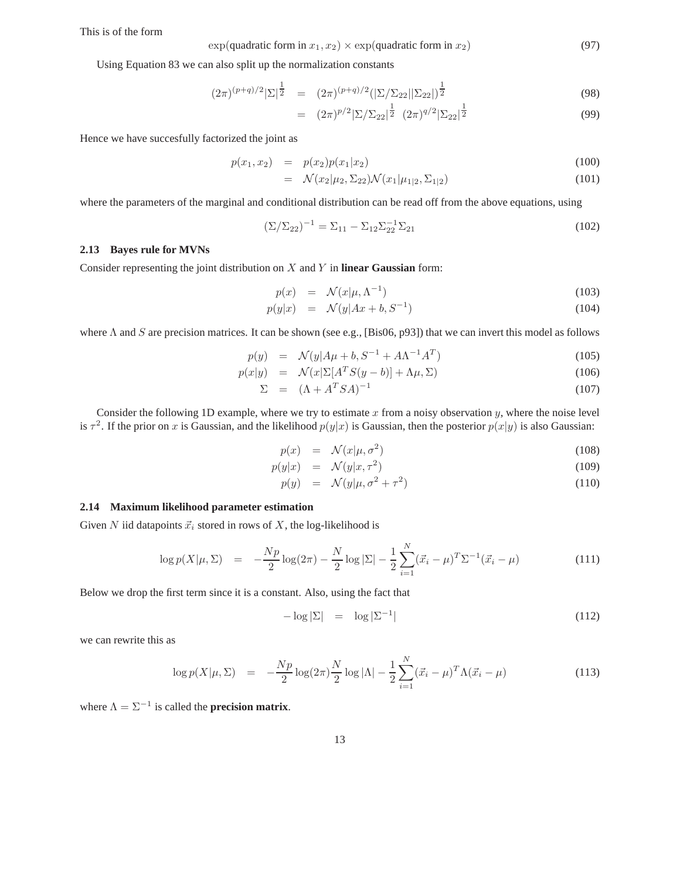This is of the form

$$\exp(\text{quadratic form in } x_1, x_2) \times \exp(\text{quadratic form in } x_2) \tag{97}$$

Using Equation 83 we can also split up the normalization constants

$$(2\pi)^{(p+q)/2}|\Sigma|^{\frac{1}{2}} = (2\pi)^{(p+q)/2}(|\Sigma/\Sigma_{22}||\Sigma_{22}|)^{\frac{1}{2}} \tag{98}$$

$$= (2\pi)^{p/2}|\Sigma/\Sigma_{22}|^{\frac{1}{2}} \;\; (2\pi)^{q/2}|\Sigma_{22}|^{\frac{1}{2}} \tag{99}$$

Hence we have succesfully factorized the joint as

$$p(x_1, x_2) = p(x_2)p(x_1|x_2) \tag{100}$$

$$= \mathcal{N}(x_2|\mu_2, \Sigma_{22})\mathcal{N}(x_1|\mu_{1|2}, \Sigma_{1|2}) \tag{101}$$

where the parameters of the marginal and conditional distribution can be read off from the above equations, using

$$(\Sigma/\Sigma_{22})^{-1} = \Sigma_{11} - \Sigma_{12}\Sigma_{22}^{-1}\Sigma_{21} \tag{102}$$

### 2.13 Bayes rule for MVNs

Consider representing the joint distribution on $X$ and $Y$ in **linear Gaussian** form:

$$p(x) = \mathcal{N}(x|\mu, \Lambda^{-1}) \tag{103}$$

$$p(y|x) = \mathcal{N}(y|Ax + b, S^{-1}) \tag{104}$$

where $\Lambda$ and $S$ are precision matrices. It can be shown (see e.g., [Bis06, p93]) that we can invert this model as follows

$$p(y) = \mathcal{N}(y|A\mu + b, S^{-1} + A\Lambda^{-1}A^T) \tag{105}$$

$$p(x|y) = \mathcal{N}(x|\Sigma[A^T S(y - b)] + \Lambda\mu, \Sigma) \tag{106}$$

$$\Sigma = (\Lambda + A^T SA)^{-1} \tag{107}$$

Consider the following 1D example, where we try to estimate $x$ from a noisy observation $y$, where the noise level is $\tau^2$. If the prior on $x$ is Gaussian, and the likelihood $p(y|x)$ is Gaussian, then the posterior $p(x|y)$ is also Gaussian:

$$p(x) = \mathcal{N}(x|\mu, \sigma^2) \tag{108}$$

$$p(y|x) = \mathcal{N}(y|x, \tau^2) \tag{109}$$

$$p(y) = \mathcal{N}(y|\mu, \sigma^2 + \tau^2) \tag{110}$$

### 2.14 Maximum likelihood parameter estimation

Given $N$ iid datapoints $\vec{x}_i$ stored in rows of $X$, the log-likelihood is

$$\log p(X|\mu, \Sigma) = -\frac{Np}{2}\log(2\pi) - \frac{N}{2}\log|\Sigma| - \frac{1}{2}\sum_{i=1}^{N}(\vec{x}_i - \mu)^T\Sigma^{-1}(\vec{x}_i - \mu) \tag{111}$$

Below we drop the first term since it is a constant. Also, using the fact that

$$-\log|\Sigma| = \log|\Sigma^{-1}| \tag{112}$$

we can rewrite this as

$$\log p(X|\mu, \Sigma) = -\frac{Np}{2}\log(2\pi)\frac{N}{2}\log|\Lambda| - \frac{1}{2}\sum_{i=1}^{N}(\vec{x}_i - \mu)^T\Lambda(\vec{x}_i - \mu) \tag{113}$$

where $\Lambda = \Sigma^{-1}$ is called the **precision matrix**.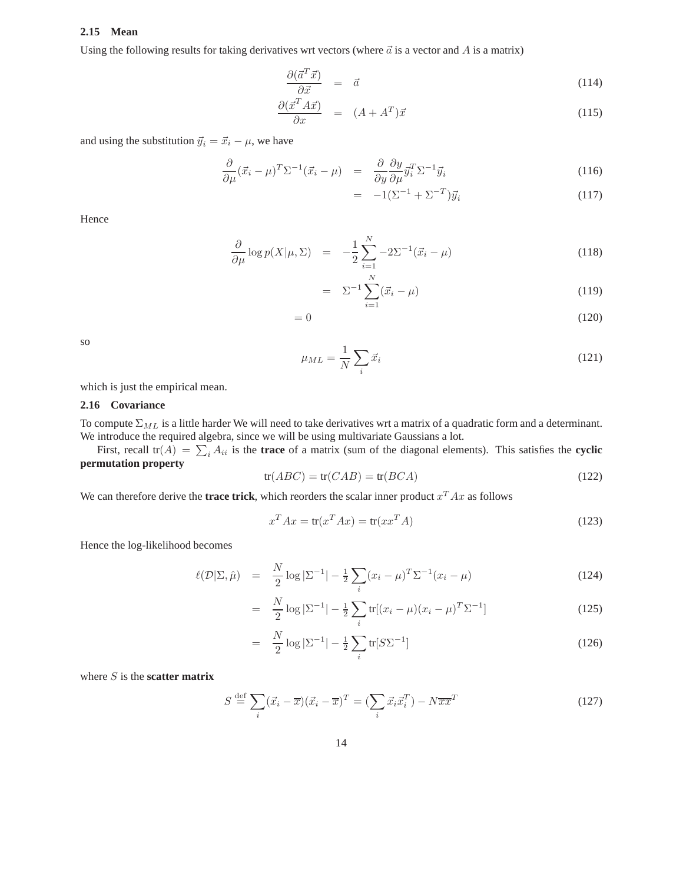### 2.15 Mean

Using the following results for taking derivatives wrt vectors (where $\vec{a}$ is a vector and $A$ is a matrix)

$$\frac{\partial(\vec{a}^T\vec{x})}{\partial\vec{x}} = \vec{a} \tag{114}$$

$$\frac{\partial(\vec{x}^T A\vec{x})}{\partial x} = (A + A^T)\vec{x} \tag{115}$$

and using the substitution $\vec{y}_i = \vec{x}_i - \mu$, we have

$$\frac{\partial}{\partial\mu}(\vec{x}_i - \mu)^T\Sigma^{-1}(\vec{x}_i - \mu) = \frac{\partial}{\partial y}\frac{\partial y}{\partial\mu}\vec{y}_i^T\Sigma^{-1}\vec{y}_i \tag{116}$$

$$= -1(\Sigma^{-1} + \Sigma^{-T})\vec{y}_i \tag{117}$$

Hence

$$\frac{\partial}{\partial\mu}\log p(X|\mu,\Sigma) = -\frac{1}{2}\sum_{i=1}^{N} -2\Sigma^{-1}(\vec{x}_i - \mu) \tag{118}$$

$$= \Sigma^{-1}\sum_{i=1}^{N}(\vec{x}_i - \mu) \tag{119}$$

$$= 0 \tag{120}$$

so

$$\mu_{ML} = \frac{1}{N}\sum_i \vec{x}_i \tag{121}$$

which is just the empirical mean.

### 2.16 Covariance

To compute $\Sigma_{ML}$ is a little harder We will need to take derivatives wrt a matrix of a quadratic form and a determinant. We introduce the required algebra, since we will be using multivariate Gaussians a lot.

First, recall $\text{tr}(A) = \sum_i A_{ii}$ is the **trace** of a matrix (sum of the diagonal elements). This satisfies the **cyclic permutation property**

$$\text{tr}(ABC) = \text{tr}(CAB) = \text{tr}(BCA) \tag{122}$$

We can therefore derive the **trace trick**, which reorders the scalar inner product $x^T Ax$ as follows

$$x^T Ax = \text{tr}(x^T Ax) = \text{tr}(xx^T A) \tag{123}$$

Hence the log-likelihood becomes

$$\ell(\mathcal{D}|\Sigma,\hat{\mu}) = \frac{N}{2}\log|\Sigma^{-1}| - \tfrac{1}{2}\sum_i (x_i - \mu)^T\Sigma^{-1}(x_i - \mu) \tag{124}$$

$$= \frac{N}{2}\log|\Sigma^{-1}| - \tfrac{1}{2}\sum_i \text{tr}[(x_i - \mu)(x_i - \mu)^T\Sigma^{-1}] \tag{125}$$

$$= \frac{N}{2}\log|\Sigma^{-1}| - \tfrac{1}{2}\sum_i \text{tr}[S\Sigma^{-1}] \tag{126}$$

where $S$ is the **scatter matrix**

$$S \stackrel{\text{def}}{=} \sum_i (\vec{x}_i - \overline{x})(\vec{x}_i - \overline{x})^T = (\sum_i \vec{x}_i\vec{x}_i^T) - N\overline{x}\overline{x}^T \tag{127}$$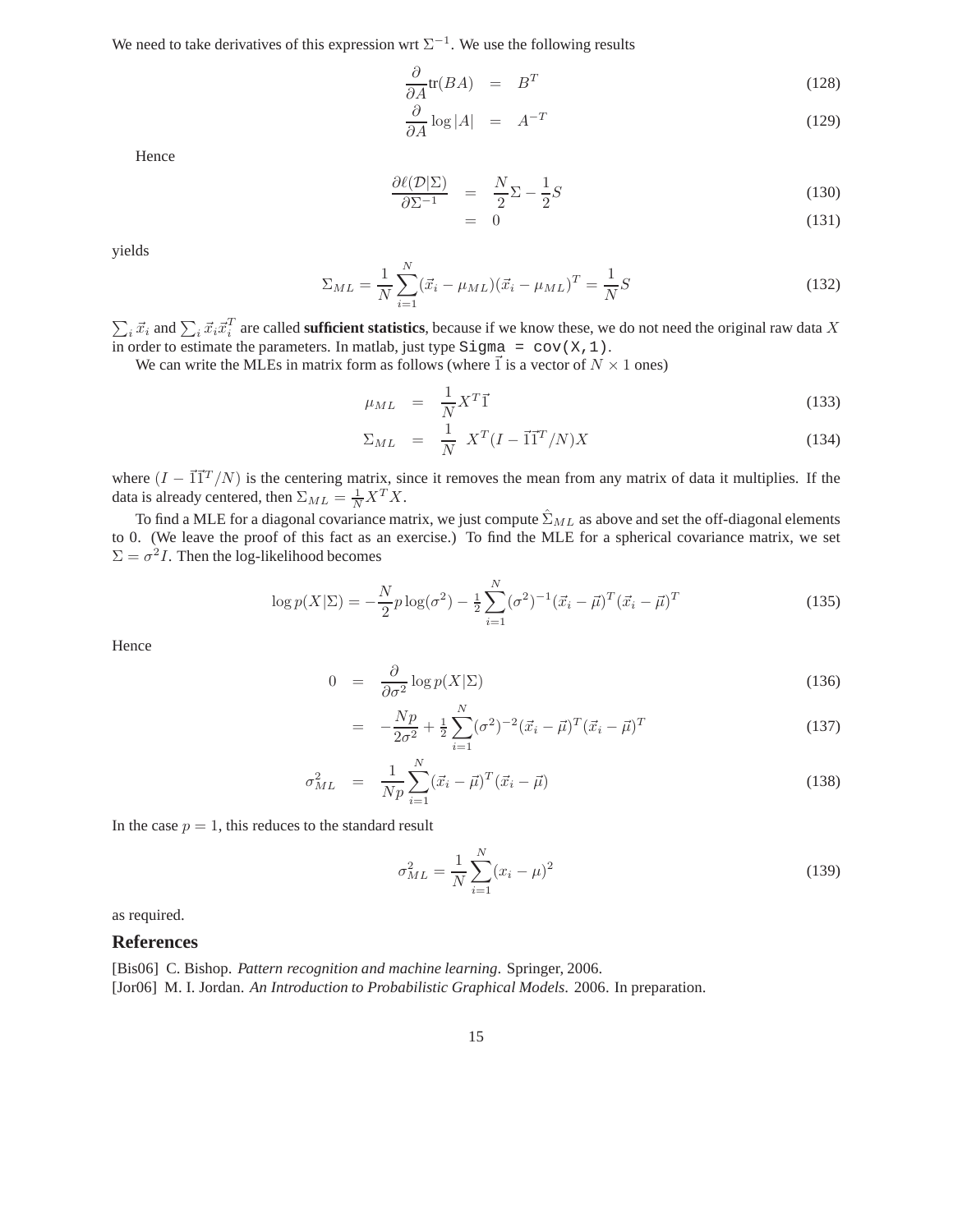We need to take derivatives of this expression wrt $\Sigma^{-1}$. We use the following results

$$\frac{\partial}{\partial A}\text{tr}(BA) = B^T \tag{128}$$

$$\frac{\partial}{\partial A}\log|A| = A^{-T} \tag{129}$$

Hence

$$\frac{\partial \ell(\mathcal{D}|\Sigma)}{\partial \Sigma^{-1}} = \frac{N}{2}\Sigma - \frac{1}{2}S \tag{130}$$

$$= 0 \tag{131}$$

yields

$$\Sigma_{ML} = \frac{1}{N}\sum_{i=1}^{N}(\vec{x}_i - \mu_{ML})(\vec{x}_i - \mu_{ML})^T = \frac{1}{N}S \tag{132}$$

$\sum_i \vec{x}_i$ and $\sum_i \vec{x}_i \vec{x}_i^T$ are called **sufficient statistics**, because if we know these, we do not need the original raw data $X$ in order to estimate the parameters. In matlab, just type `Sigma = cov(X,1)`.

We can write the MLEs in matrix form as follows (where $\vec{1}$ is a vector of $N \times 1$ ones)

$$\mu_{ML} = \frac{1}{N}X^T\vec{1} \tag{133}$$

$$\Sigma_{ML} = \frac{1}{N}\; X^T(I - \vec{1}\vec{1}^T/N)X \tag{134}$$

where $(I - \vec{1}\vec{1}^T/N)$ is the centering matrix, since it removes the mean from any matrix of data it multiplies. If the data is already centered, then $\Sigma_{ML} = \frac{1}{N}X^TX$.

To find a MLE for a diagonal covariance matrix, we just compute $\hat{\Sigma}_{ML}$ as above and set the off-diagonal elements to 0. (We leave the proof of this fact as an exercise.) To find the MLE for a spherical covariance matrix, we set $\Sigma = \sigma^2 I$. Then the log-likelihood becomes

$$\log p(X|\Sigma) = -\frac{N}{2}p\log(\sigma^2) - \tfrac{1}{2}\sum_{i=1}^{N}(\sigma^2)^{-1}(\vec{x}_i - \vec{\mu})^T(\vec{x}_i - \vec{\mu})^T \tag{135}$$

Hence

$$0 = \frac{\partial}{\partial \sigma^2}\log p(X|\Sigma) \tag{136}$$

$$= -\frac{Np}{2\sigma^2} + \tfrac{1}{2}\sum_{i=1}^{N}(\sigma^2)^{-2}(\vec{x}_i - \vec{\mu})^T(\vec{x}_i - \vec{\mu})^T \tag{137}$$

$$\sigma^2_{ML} = \frac{1}{Np}\sum_{i=1}^{N}(\vec{x}_i - \vec{\mu})^T(\vec{x}_i - \vec{\mu}) \tag{138}$$

In the case $p = 1$, this reduces to the standard result

$$\sigma^2_{ML} = \frac{1}{N}\sum_{i=1}^{N}(x_i - \mu)^2 \tag{139}$$

as required.

## References

[Bis06] C. Bishop. *Pattern recognition and machine learning*. Springer, 2006.

[Jor06] M. I. Jordan. *An Introduction to Probabilistic Graphical Models*. 2006. In preparation.